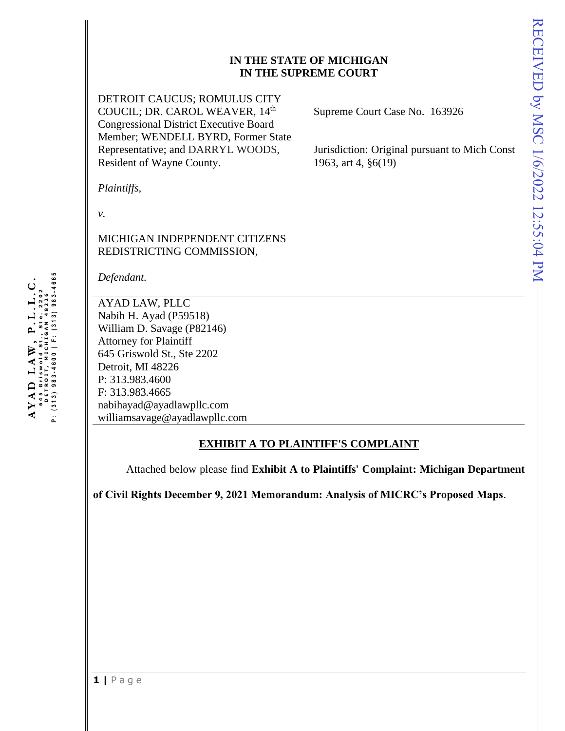**IN THE STATE OF MICHIGAN**
**IN THE SUPREME COURT**

DETROIT CAUCUS; ROMULUS CITY COUCIL; DR. CAROL WEAVER, 14th Congressional District Executive Board Member; WENDELL BYRD, Former State Representative; and DARRYL WOODS, Resident of Wayne County.

*Plaintiffs,*

*v.*

MICHIGAN INDEPENDENT CITIZENS REDISTRICTING COMMISSION,

*Defendant.*

Supreme Court Case No. 163926

Jurisdiction: Original pursuant to Mich Const 1963, art 4, §6(19)

---

AYAD LAW, PLLC
Nabih H. Ayad (P59518)
William D. Savage (P82146)
Attorney for Plaintiff
645 Griswold St., Ste 2202
Detroit, MI 48226
P: 313.983.4600
F: 313.983.4665
nabihayad@ayadlawpllc.com
williamsavage@ayadlawpllc.com

---

**EXHIBIT A TO PLAINTIFF'S COMPLAINT**

Attached below please find **Exhibit A to Plaintiffs' Complaint: Michigan Department of Civil Rights December 9, 2021 Memorandum: Analysis of MICRC's Proposed Maps**.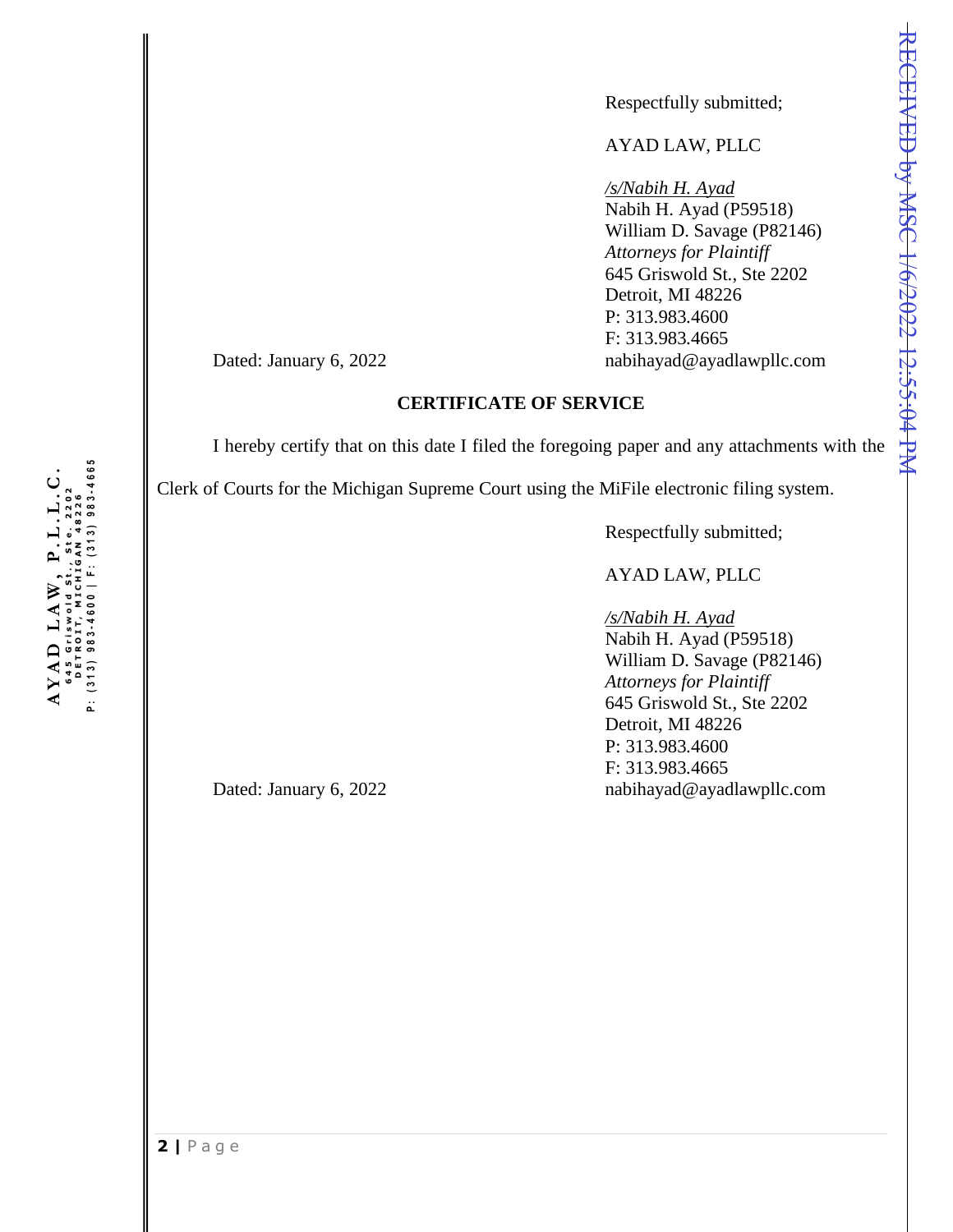Respectfully submitted;

AYAD LAW, PLLC

*/s/Nabih H. Ayad*
Nabih H. Ayad (P59518)
William D. Savage (P82146)
*Attorneys for Plaintiff*
645 Griswold St., Ste 2202
Detroit, MI 48226
P: 313.983.4600
F: 313.983.4665
nabihayad@ayadlawpllc.com

Dated: January 6, 2022

**CERTIFICATE OF SERVICE**

I hereby certify that on this date I filed the foregoing paper and any attachments with the Clerk of Courts for the Michigan Supreme Court using the MiFile electronic filing system.

Respectfully submitted;

AYAD LAW, PLLC

*/s/Nabih H. Ayad*
Nabih H. Ayad (P59518)
William D. Savage (P82146)
*Attorneys for Plaintiff*
645 Griswold St., Ste 2202
Detroit, MI 48226
P: 313.983.4600
F: 313.983.4665
nabihayad@ayadlawpllc.com

Dated: January 6, 2022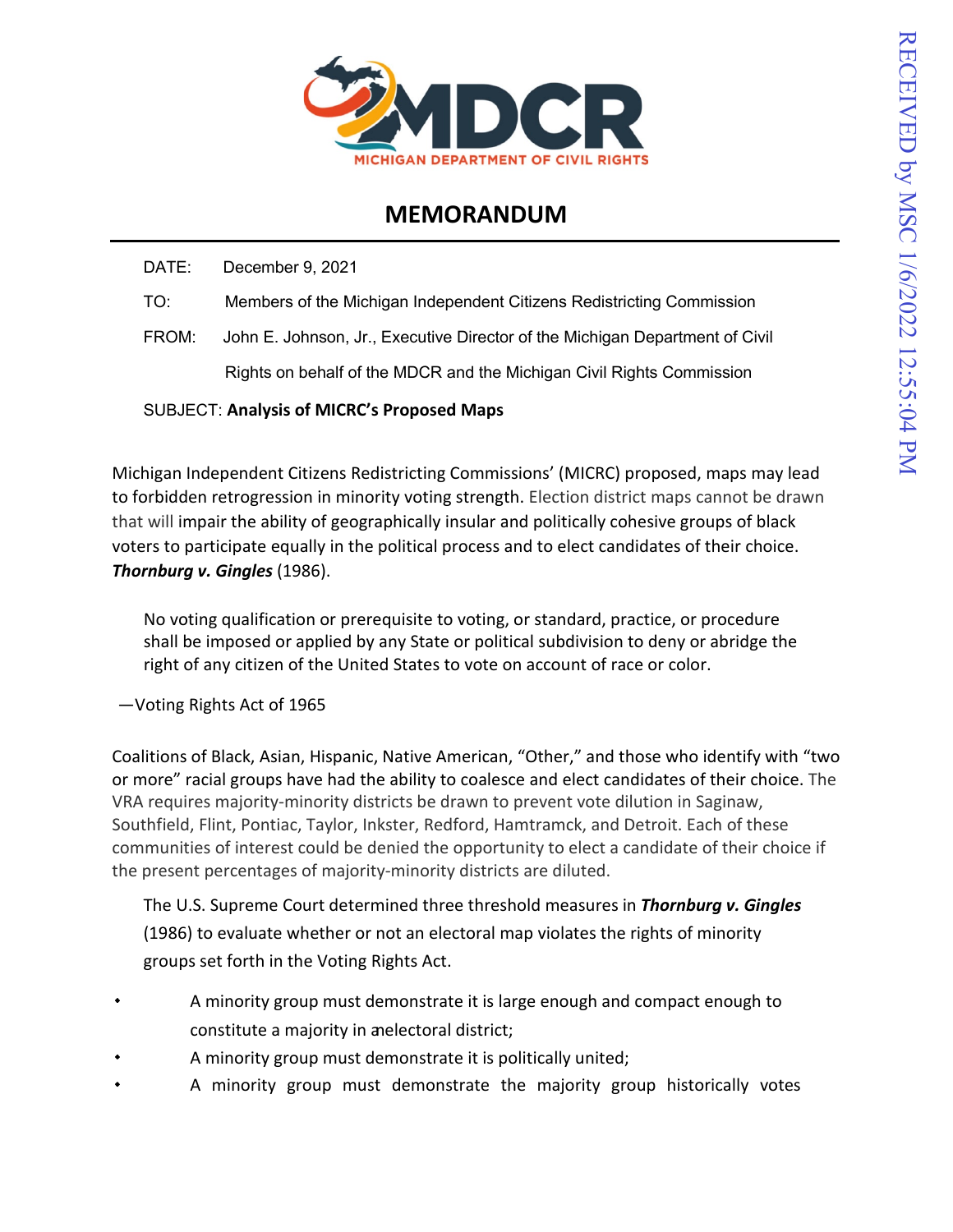# MEMORANDUM

DATE: December 9, 2021

TO: Members of the Michigan Independent Citizens Redistricting Commission

FROM: John E. Johnson, Jr., Executive Director of the Michigan Department of Civil Rights on behalf of the MDCR and the Michigan Civil Rights Commission

SUBJECT: **Analysis of MICRC's Proposed Maps**

Michigan Independent Citizens Redistricting Commissions' (MICRC) proposed, maps may lead to forbidden retrogression in minority voting strength. Election district maps cannot be drawn that will impair the ability of geographically insular and politically cohesive groups of black voters to participate equally in the political process and to elect candidates of their choice. ***Thornburg v. Gingles*** (1986).

> No voting qualification or prerequisite to voting, or standard, practice, or procedure shall be imposed or applied by any State or political subdivision to deny or abridge the right of any citizen of the United States to vote on account of race or color.

—Voting Rights Act of 1965

Coalitions of Black, Asian, Hispanic, Native American, "Other," and those who identify with "two or more" racial groups have had the ability to coalesce and elect candidates of their choice. The VRA requires majority-minority districts be drawn to prevent vote dilution in Saginaw, Southfield, Flint, Pontiac, Taylor, Inkster, Redford, Hamtramck, and Detroit. Each of these communities of interest could be denied the opportunity to elect a candidate of their choice if the present percentages of majority-minority districts are diluted.

The U.S. Supreme Court determined three threshold measures in ***Thornburg v. Gingles*** (1986) to evaluate whether or not an electoral map violates the rights of minority groups set forth in the Voting Rights Act.

- A minority group must demonstrate it is large enough and compact enough to constitute a majority in an electoral district;
- A minority group must demonstrate it is politically united;
- A minority group must demonstrate the majority group historically votes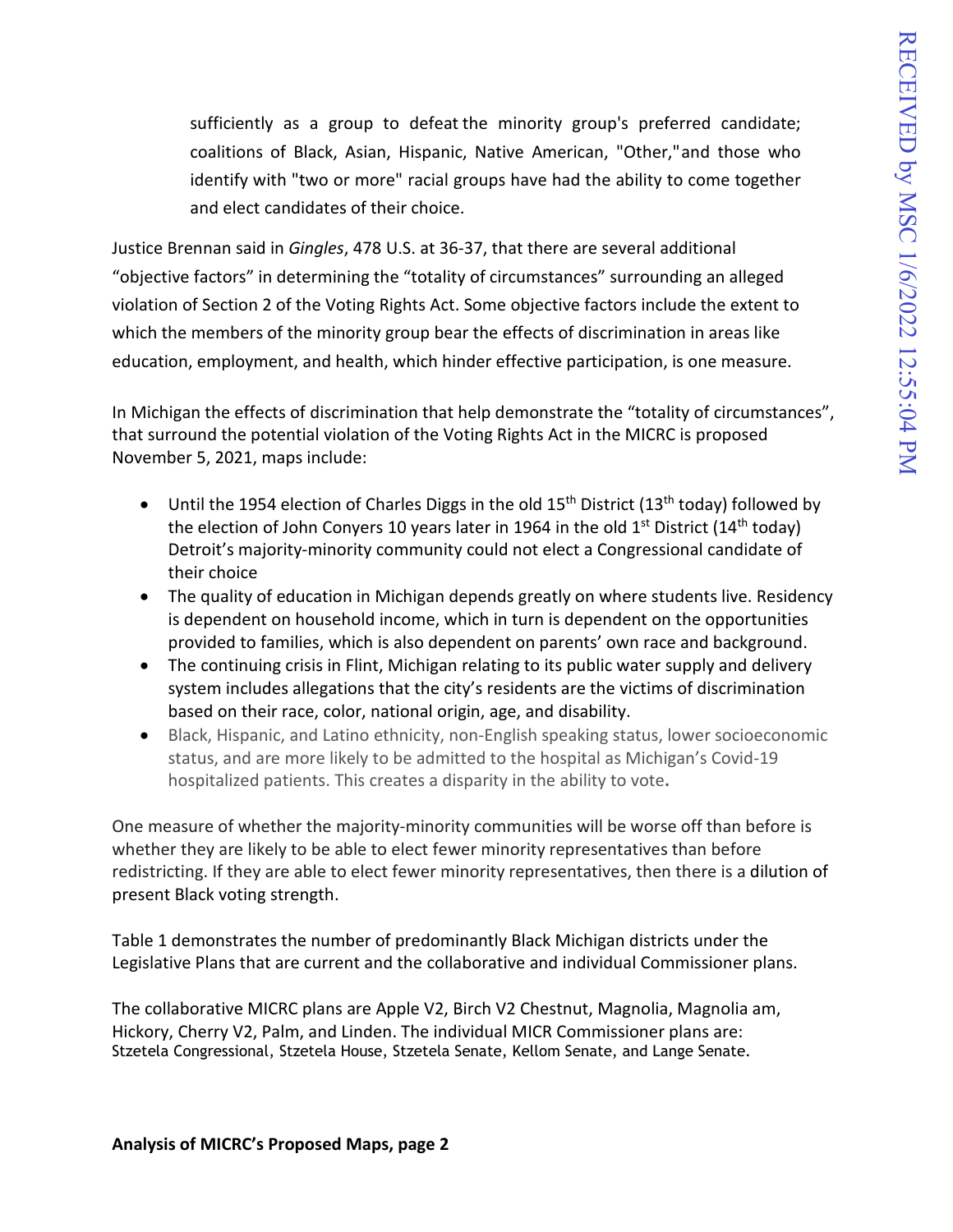sufficiently as a group to defeat the minority group's preferred candidate; coalitions of Black, Asian, Hispanic, Native American, "Other,"and those who identify with "two or more" racial groups have had the ability to come together and elect candidates of their choice.

Justice Brennan said in *Gingles*, 478 U.S. at 36-37, that there are several additional "objective factors" in determining the "totality of circumstances" surrounding an alleged violation of Section 2 of the Voting Rights Act. Some objective factors include the extent to which the members of the minority group bear the effects of discrimination in areas like education, employment, and health, which hinder effective participation, is one measure.

In Michigan the effects of discrimination that help demonstrate the "totality of circumstances", that surround the potential violation of the Voting Rights Act in the MICRC is proposed November 5, 2021, maps include:

- Until the 1954 election of Charles Diggs in the old 15th District (13th today) followed by the election of John Conyers 10 years later in 1964 in the old 1st District (14th today) Detroit's majority-minority community could not elect a Congressional candidate of their choice
- The quality of education in Michigan depends greatly on where students live. Residency is dependent on household income, which in turn is dependent on the opportunities provided to families, which is also dependent on parents' own race and background.
- The continuing crisis in Flint, Michigan relating to its public water supply and delivery system includes allegations that the city's residents are the victims of discrimination based on their race, color, national origin, age, and disability.
- Black, Hispanic, and Latino ethnicity, non-English speaking status, lower socioeconomic status, and are more likely to be admitted to the hospital as Michigan's Covid-19 hospitalized patients. This creates a disparity in the ability to vote**.**

One measure of whether the majority-minority communities will be worse off than before is whether they are likely to be able to elect fewer minority representatives than before redistricting. If they are able to elect fewer minority representatives, then there is a dilution of present Black voting strength.

Table 1 demonstrates the number of predominantly Black Michigan districts under the Legislative Plans that are current and the collaborative and individual Commissioner plans.

The collaborative MICRC plans are Apple V2, Birch V2 Chestnut, Magnolia, Magnolia am, Hickory, Cherry V2, Palm, and Linden. The individual MICR Commissioner plans are: Stzetela Congressional, Stzetela House, Stzetela Senate, Kellom Senate, and Lange Senate.

**Analysis of MICRC's Proposed Maps, page 2**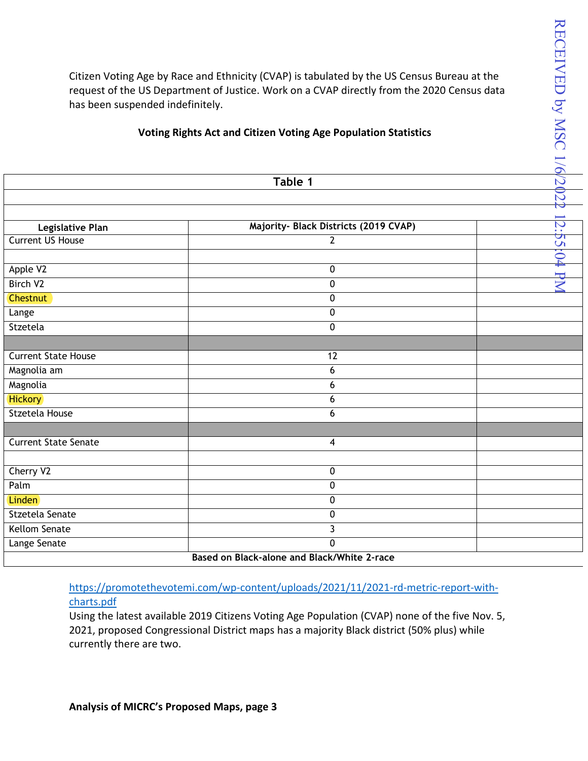Citizen Voting Age by Race and Ethnicity (CVAP) is tabulated by the US Census Bureau at the request of the US Department of Justice. Work on a CVAP directly from the 2020 Census data has been suspended indefinitely.

**Voting Rights Act and Citizen Voting Age Population Statistics**

**Table 1**

| Legislative Plan | Majority- Black Districts (2019 CVAP) | |
|---|---|---|
| Current US House | 2 | |
| | | |
| Apple V2 | 0 | |
| Birch V2 | 0 | |
| Chestnut | 0 | |
| Lange | 0 | |
| Stzetela | 0 | |
| | | |
| Current State House | 12 | |
| Magnolia am | 6 | |
| Magnolia | 6 | |
| Hickory | 6 | |
| Stzetela House | 6 | |
| | | |
| Current State Senate | 4 | |
| | | |
| Cherry V2 | 0 | |
| Palm | 0 | |
| Linden | 0 | |
| Stzetela Senate | 0 | |
| Kellom Senate | 3 | |
| Lange Senate | 0 | |

**Based on Black-alone and Black/White 2-race**

https://promotethevotemi.com/wp-content/uploads/2021/11/2021-rd-metric-report-with-charts.pdf

Using the latest available 2019 Citizens Voting Age Population (CVAP) none of the five Nov. 5, 2021, proposed Congressional District maps has a majority Black district (50% plus) while currently there are two.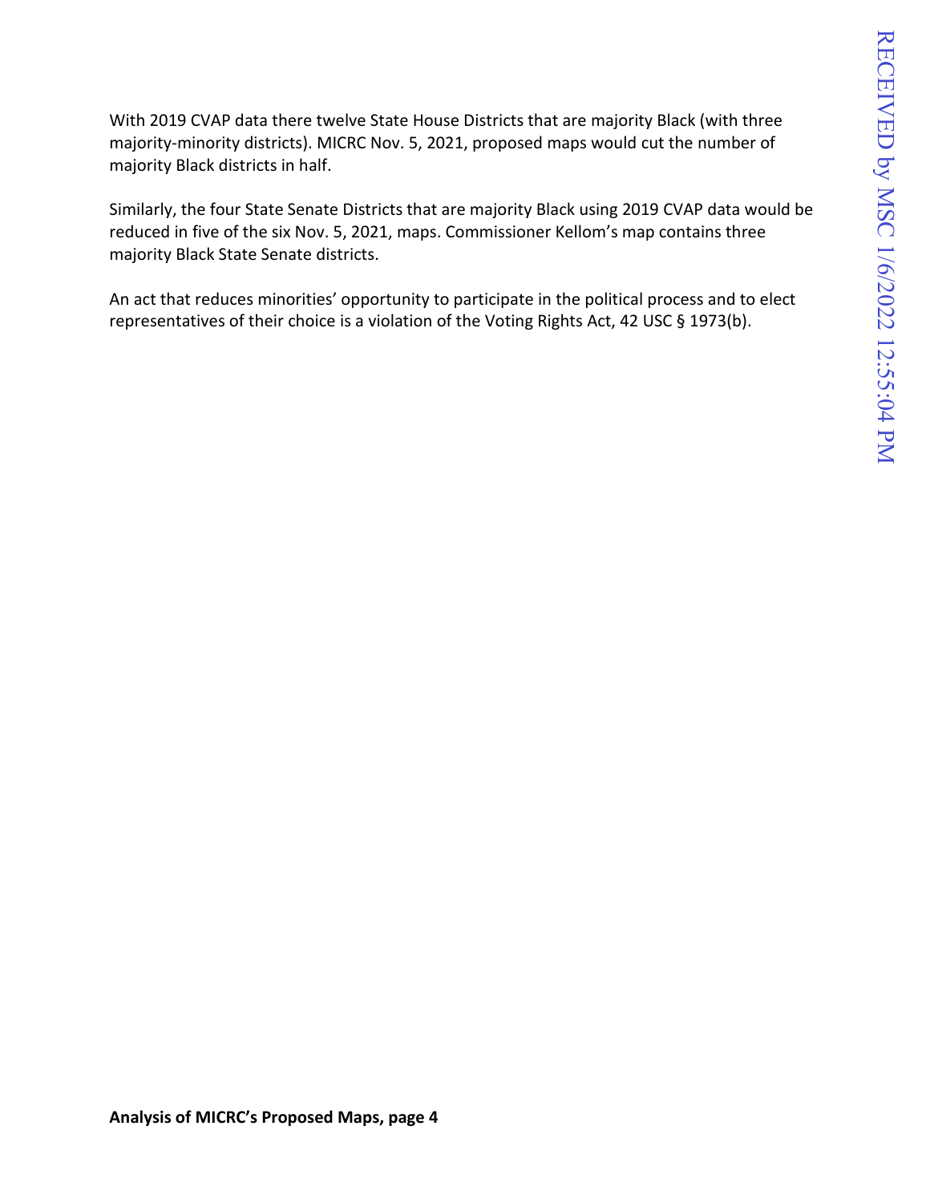With 2019 CVAP data there twelve State House Districts that are majority Black (with three majority-minority districts). MICRC Nov. 5, 2021, proposed maps would cut the number of majority Black districts in half.

Similarly, the four State Senate Districts that are majority Black using 2019 CVAP data would be reduced in five of the six Nov. 5, 2021, maps. Commissioner Kellom's map contains three majority Black State Senate districts.

An act that reduces minorities' opportunity to participate in the political process and to elect representatives of their choice is a violation of the Voting Rights Act, 42 USC § 1973(b).